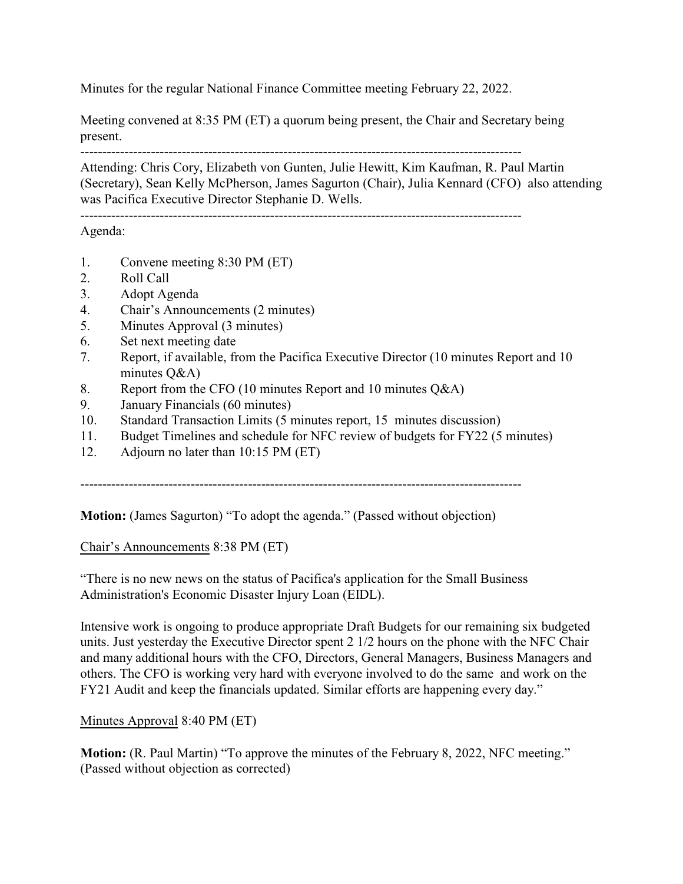Minutes for the regular National Finance Committee meeting February 22, 2022.

Meeting convened at 8:35 PM (ET) a quorum being present, the Chair and Secretary being present.

---

Attending: Chris Cory, Elizabeth von Gunten, Julie Hewitt, Kim Kaufman, R. Paul Martin (Secretary), Sean Kelly McPherson, James Sagurton (Chair), Julia Kennard (CFO) also attending was Pacifica Executive Director Stephanie D. Wells.

---

Agenda:

1. Convene meeting 8:30 PM (ET)
2. Roll Call
3. Adopt Agenda
4. Chair's Announcements (2 minutes)
5. Minutes Approval (3 minutes)
6. Set next meeting date
7. Report, if available, from the Pacifica Executive Director (10 minutes Report and 10 minutes Q&A)
8. Report from the CFO (10 minutes Report and 10 minutes Q&A)
9. January Financials (60 minutes)
10. Standard Transaction Limits (5 minutes report, 15 minutes discussion)
11. Budget Timelines and schedule for NFC review of budgets for FY22 (5 minutes)
12. Adjourn no later than 10:15 PM (ET)

---

**Motion:** (James Sagurton) "To adopt the agenda." (Passed without objection)

<u>Chair's Announcements</u> 8:38 PM (ET)

"There is no new news on the status of Pacifica's application for the Small Business Administration's Economic Disaster Injury Loan (EIDL).

Intensive work is ongoing to produce appropriate Draft Budgets for our remaining six budgeted units. Just yesterday the Executive Director spent 2 1/2 hours on the phone with the NFC Chair and many additional hours with the CFO, Directors, General Managers, Business Managers and others. The CFO is working very hard with everyone involved to do the same and work on the FY21 Audit and keep the financials updated. Similar efforts are happening every day."

<u>Minutes Approval</u> 8:40 PM (ET)

**Motion:** (R. Paul Martin) "To approve the minutes of the February 8, 2022, NFC meeting." (Passed without objection as corrected)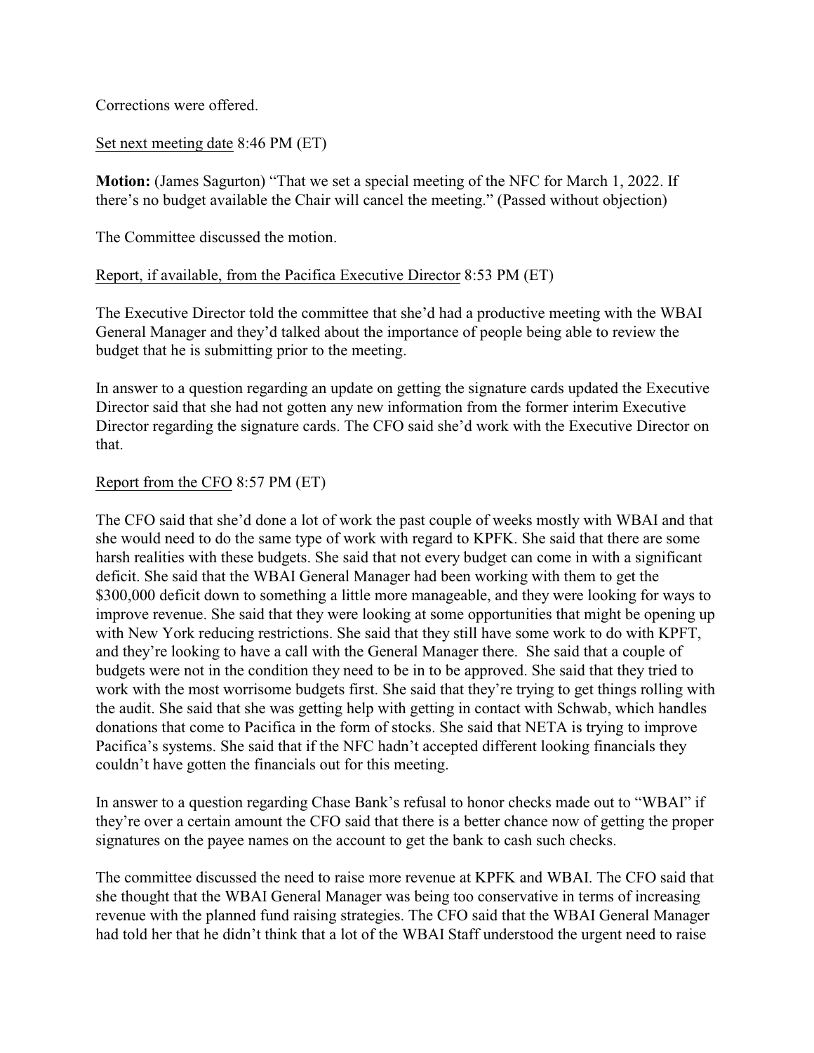Corrections were offered.

Set next meeting date 8:46 PM (ET)

**Motion:** (James Sagurton) "That we set a special meeting of the NFC for March 1, 2022. If there's no budget available the Chair will cancel the meeting." (Passed without objection)

The Committee discussed the motion.

Report, if available, from the Pacifica Executive Director 8:53 PM (ET)

The Executive Director told the committee that she'd had a productive meeting with the WBAI General Manager and they'd talked about the importance of people being able to review the budget that he is submitting prior to the meeting.

In answer to a question regarding an update on getting the signature cards updated the Executive Director said that she had not gotten any new information from the former interim Executive Director regarding the signature cards. The CFO said she'd work with the Executive Director on that.

Report from the CFO 8:57 PM (ET)

The CFO said that she'd done a lot of work the past couple of weeks mostly with WBAI and that she would need to do the same type of work with regard to KPFK. She said that there are some harsh realities with these budgets. She said that not every budget can come in with a significant deficit. She said that the WBAI General Manager had been working with them to get the $300,000 deficit down to something a little more manageable, and they were looking for ways to improve revenue. She said that they were looking at some opportunities that might be opening up with New York reducing restrictions. She said that they still have some work to do with KPFT, and they're looking to have a call with the General Manager there. She said that a couple of budgets were not in the condition they need to be in to be approved. She said that they tried to work with the most worrisome budgets first. She said that they're trying to get things rolling with the audit. She said that she was getting help with getting in contact with Schwab, which handles donations that come to Pacifica in the form of stocks. She said that NETA is trying to improve Pacifica's systems. She said that if the NFC hadn't accepted different looking financials they couldn't have gotten the financials out for this meeting.

In answer to a question regarding Chase Bank's refusal to honor checks made out to "WBAI" if they're over a certain amount the CFO said that there is a better chance now of getting the proper signatures on the payee names on the account to get the bank to cash such checks.

The committee discussed the need to raise more revenue at KPFK and WBAI. The CFO said that she thought that the WBAI General Manager was being too conservative in terms of increasing revenue with the planned fund raising strategies. The CFO said that the WBAI General Manager had told her that he didn't think that a lot of the WBAI Staff understood the urgent need to raise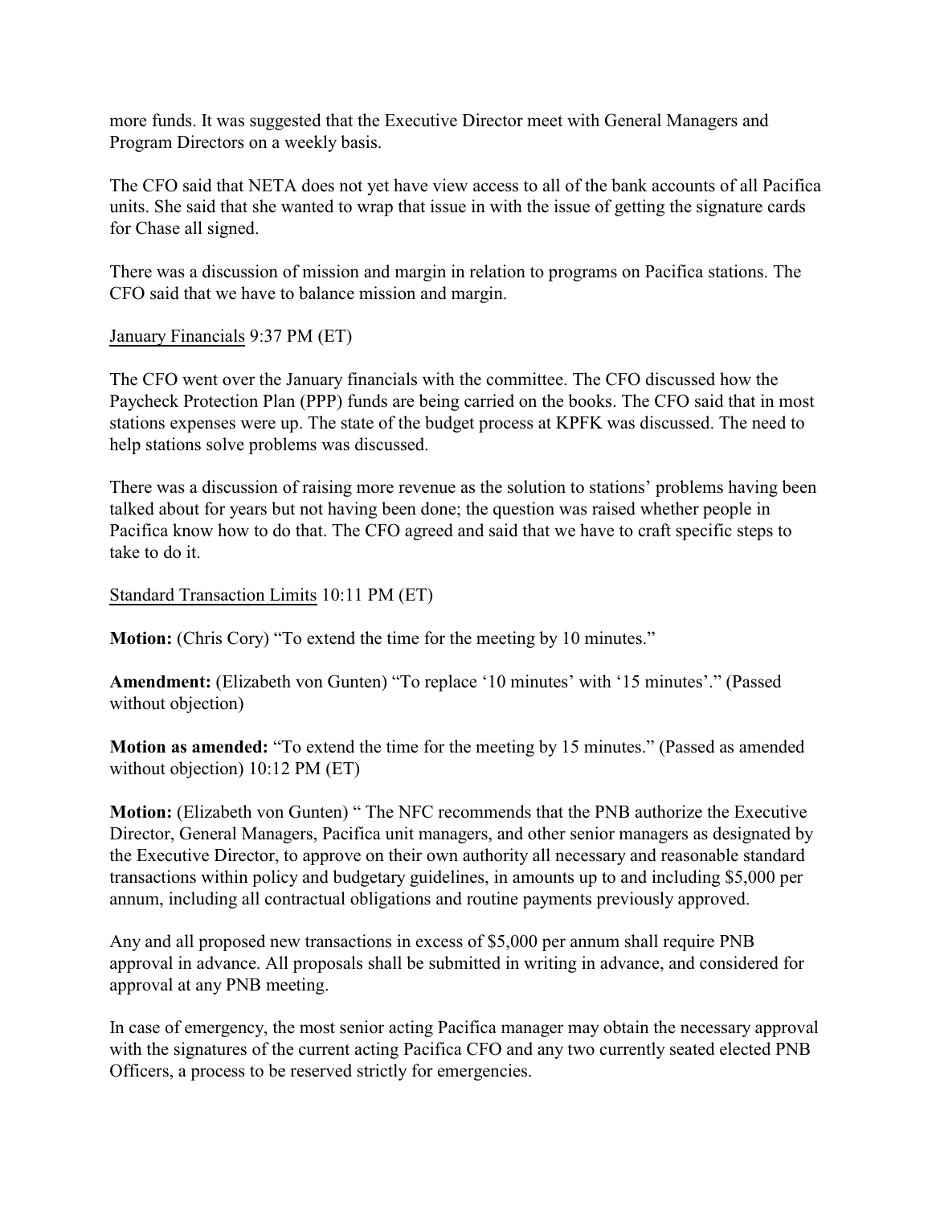more funds. It was suggested that the Executive Director meet with General Managers and Program Directors on a weekly basis.

The CFO said that NETA does not yet have view access to all of the bank accounts of all Pacifica units. She said that she wanted to wrap that issue in with the issue of getting the signature cards for Chase all signed.

There was a discussion of mission and margin in relation to programs on Pacifica stations. The CFO said that we have to balance mission and margin.

<u>January Financials</u> 9:37 PM (ET)

The CFO went over the January financials with the committee. The CFO discussed how the Paycheck Protection Plan (PPP) funds are being carried on the books. The CFO said that in most stations expenses were up. The state of the budget process at KPFK was discussed. The need to help stations solve problems was discussed.

There was a discussion of raising more revenue as the solution to stations' problems having been talked about for years but not having been done; the question was raised whether people in Pacifica know how to do that. The CFO agreed and said that we have to craft specific steps to take to do it.

<u>Standard Transaction Limits</u> 10:11 PM (ET)

**Motion:** (Chris Cory) "To extend the time for the meeting by 10 minutes."

**Amendment:** (Elizabeth von Gunten) "To replace '10 minutes' with '15 minutes'." (Passed without objection)

**Motion as amended:** "To extend the time for the meeting by 15 minutes." (Passed as amended without objection) 10:12 PM (ET)

**Motion:** (Elizabeth von Gunten) " The NFC recommends that the PNB authorize the Executive Director, General Managers, Pacifica unit managers, and other senior managers as designated by the Executive Director, to approve on their own authority all necessary and reasonable standard transactions within policy and budgetary guidelines, in amounts up to and including $5,000 per annum, including all contractual obligations and routine payments previously approved.

Any and all proposed new transactions in excess of $5,000 per annum shall require PNB approval in advance. All proposals shall be submitted in writing in advance, and considered for approval at any PNB meeting.

In case of emergency, the most senior acting Pacifica manager may obtain the necessary approval with the signatures of the current acting Pacifica CFO and any two currently seated elected PNB Officers, a process to be reserved strictly for emergencies.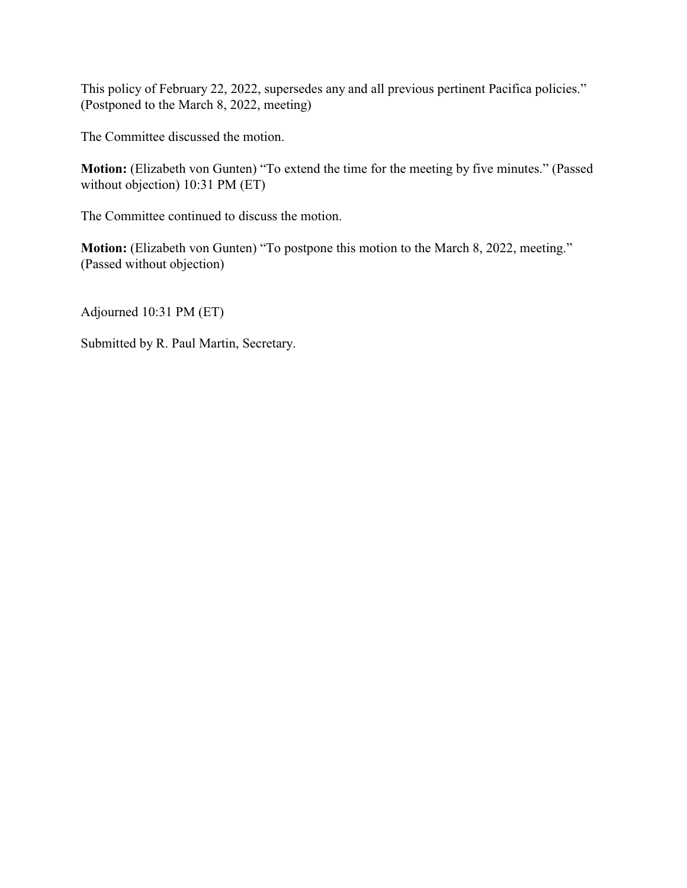This policy of February 22, 2022, supersedes any and all previous pertinent Pacifica policies." (Postponed to the March 8, 2022, meeting)

The Committee discussed the motion.

**Motion:** (Elizabeth von Gunten) "To extend the time for the meeting by five minutes." (Passed without objection) 10:31 PM (ET)

The Committee continued to discuss the motion.

**Motion:** (Elizabeth von Gunten) "To postpone this motion to the March 8, 2022, meeting." (Passed without objection)

Adjourned 10:31 PM (ET)

Submitted by R. Paul Martin, Secretary.